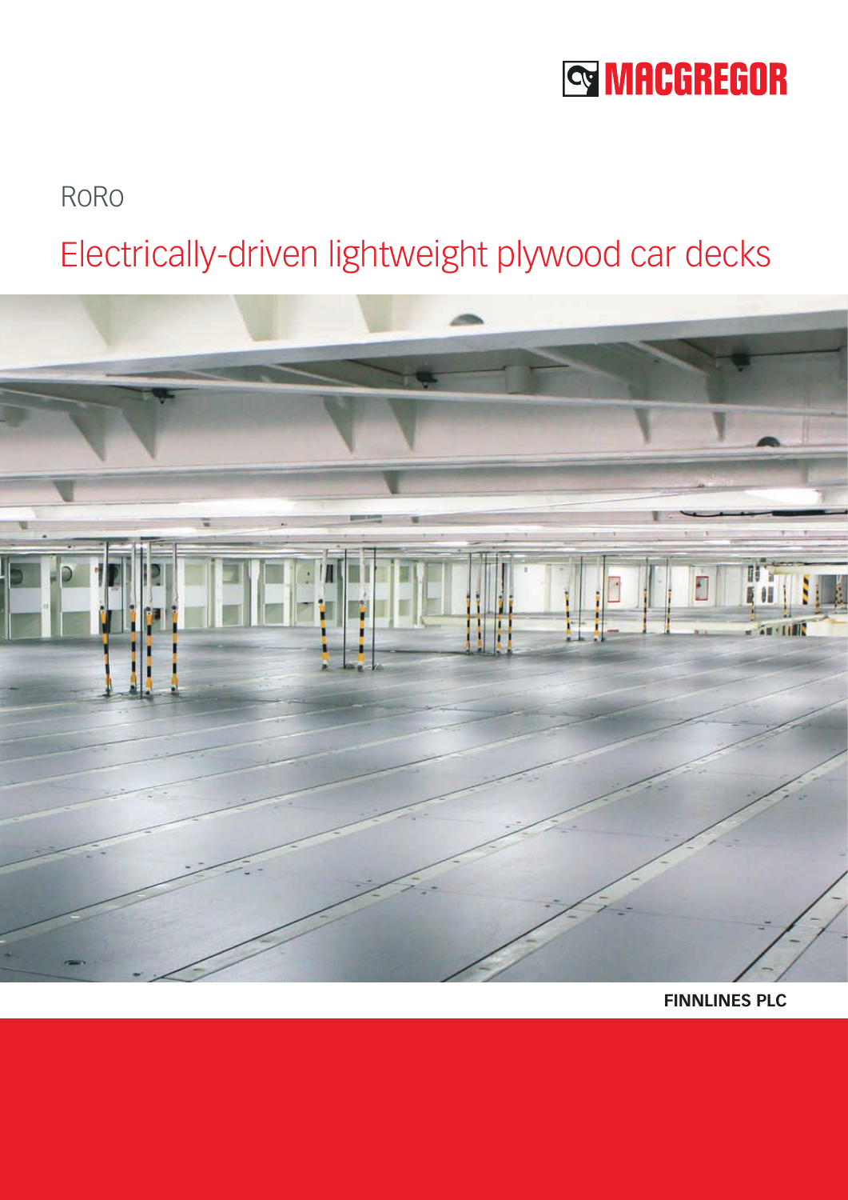MACGREGOR

RoRo

# Electrically-driven lightweight plywood car decks

**FINNLINES PLC**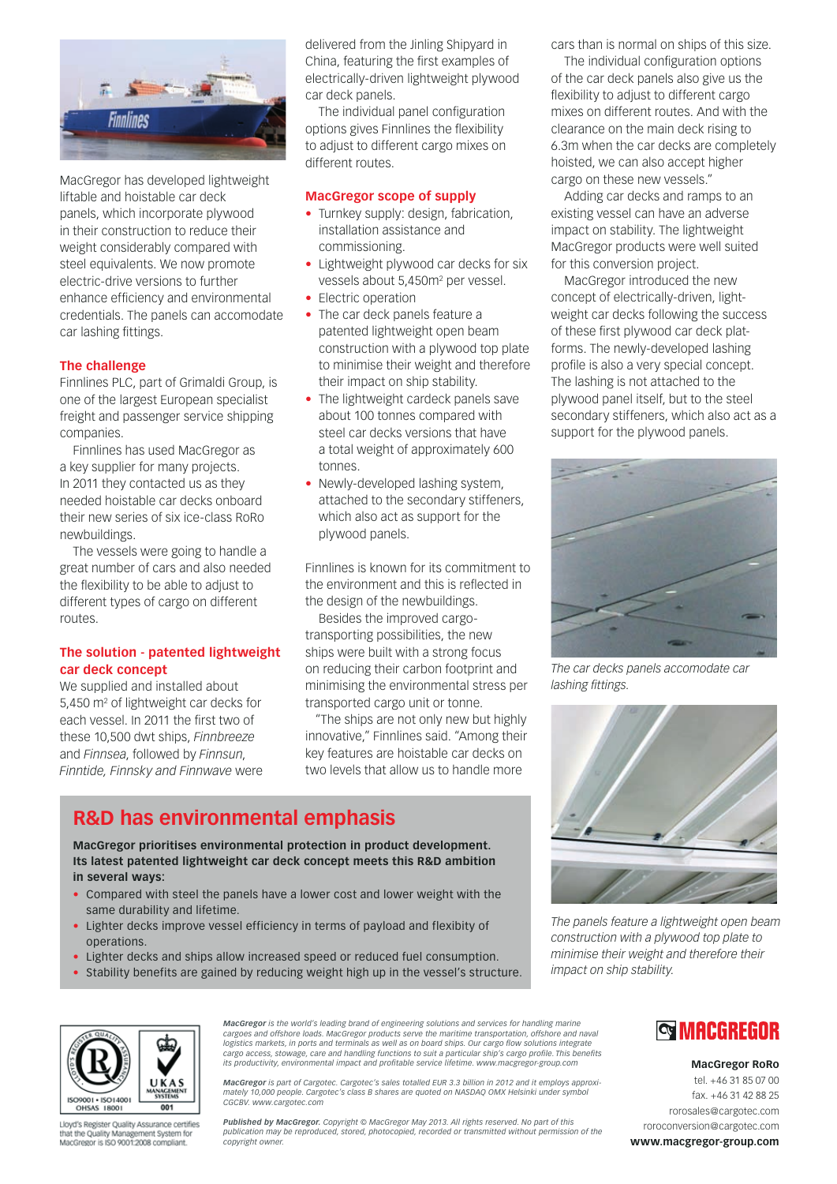MacGregor has developed lightweight liftable and hoistable car deck panels, which incorporate plywood in their construction to reduce their weight considerably compared with steel equivalents. We now promote electric-drive versions to further enhance efficiency and environmental credentials. The panels can accomodate car lashing fittings.

## The challenge

Finnlines PLC, part of Grimaldi Group, is one of the largest European specialist freight and passenger service shipping companies.

Finnlines has used MacGregor as a key supplier for many projects. In 2011 they contacted us as they needed hoistable car decks onboard their new series of six ice-class RoRo newbuildings.

The vessels were going to handle a great number of cars and also needed the flexibility to be able to adjust to different types of cargo on different routes.

## The solution - patented lightweight car deck concept

We supplied and installed about 5,450 m$^2$ of lightweight car decks for each vessel. In 2011 the first two of these 10,500 dwt ships, *Finnbreeze* and *Finnsea*, followed by *Finnsun, Finntide, Finnsky and Finnwave* were delivered from the Jinling Shipyard in China, featuring the first examples of electrically-driven lightweight plywood car deck panels.

The individual panel configuration options gives Finnlines the flexibility to adjust to different cargo mixes on different routes.

## MacGregor scope of supply

- Turnkey supply: design, fabrication, installation assistance and commissioning.
- Lightweight plywood car decks for six vessels about 5,450m$^2$ per vessel.
- Electric operation
- The car deck panels feature a patented lightweight open beam construction with a plywood top plate to minimise their weight and therefore their impact on ship stability.
- The lightweight cardeck panels save about 100 tonnes compared with steel car decks versions that have a total weight of approximately 600 tonnes.
- Newly-developed lashing system, attached to the secondary stiffeners, which also act as support for the plywood panels.

Finnlines is known for its commitment to the environment and this is reflected in the design of the newbuildings.

Besides the improved cargo-transporting possibilities, the new ships were built with a strong focus on reducing their carbon footprint and minimising the environmental stress per transported cargo unit or tonne.

"The ships are not only new but highly innovative," Finnlines said. "Among their key features are hoistable car decks on two levels that allow us to handle more cars than is normal on ships of this size.

The individual configuration options of the car deck panels also give us the flexibility to adjust to different cargo mixes on different routes. And with the clearance on the main deck rising to 6.3m when the car decks are completely hoisted, we can also accept higher cargo on these new vessels."

Adding car decks and ramps to an existing vessel can have an adverse impact on stability. The lightweight MacGregor products were well suited for this conversion project.

MacGregor introduced the new concept of electrically-driven, light-weight car decks following the success of these first plywood car deck plat-forms. The newly-developed lashing profile is also a very special concept. The lashing is not attached to the plywood panel itself, but to the steel secondary stiffeners, which also act as a support for the plywood panels.

*The car decks panels accomodate car lashing fittings.*

*The panels feature a lightweight open beam construction with a plywood top plate to minimise their weight and therefore their impact on ship stability.*

## R&D has environmental emphasis

**MacGregor prioritises environmental protection in product development. Its latest patented lightweight car deck concept meets this R&D ambition in several ways:**

- Compared with steel the panels have a lower cost and lower weight with the same durability and lifetime.
- Lighter decks improve vessel efficiency in terms of payload and flexibity of operations.
- Lighter decks and ships allow increased speed or reduced fuel consumption.
- Stability benefits are gained by reducing weight high up in the vessel's structure.

ISO9001 • ISO14001 OHSAS 18001

UKAS MANAGEMENT SYSTEMS 001

Lloyd's Register Quality Assurance certifies that the Quality Management System for MacGregor is ISO 9001:2008 compliant.

*MacGregor is the world's leading brand of engineering solutions and services for handling marine cargoes and offshore loads. MacGregor products serve the maritime transportation, offshore and naval logistics markets, in ports and terminals as well as on board ships. Our cargo flow solutions integrate cargo access, stowage, care and handling functions to suit a particular ship's cargo profile. This benefits its productivity, environmental impact and profitable service lifetime. www.macgregor-group.com*

*MacGregor is part of Cargotec. Cargotec's sales totalled EUR 3.3 billion in 2012 and it employs approximately 10,000 people. Cargotec's class B shares are quoted on NASDAQ OMX Helsinki under symbol CGCBV. www.cargotec.com*

*Published by MacGregor. Copyright © MacGregor May 2013. All rights reserved. No part of this publication may be reproduced, stored, photocopied, recorded or transmitted without permission of the copyright owner.*

MACGREGOR

**MacGregor RoRo**
tel. +46 31 85 07 00
fax. +46 31 42 88 25
rorosales@cargotec.com
roroconversion@cargotec.com
**www.macgregor-group.com**